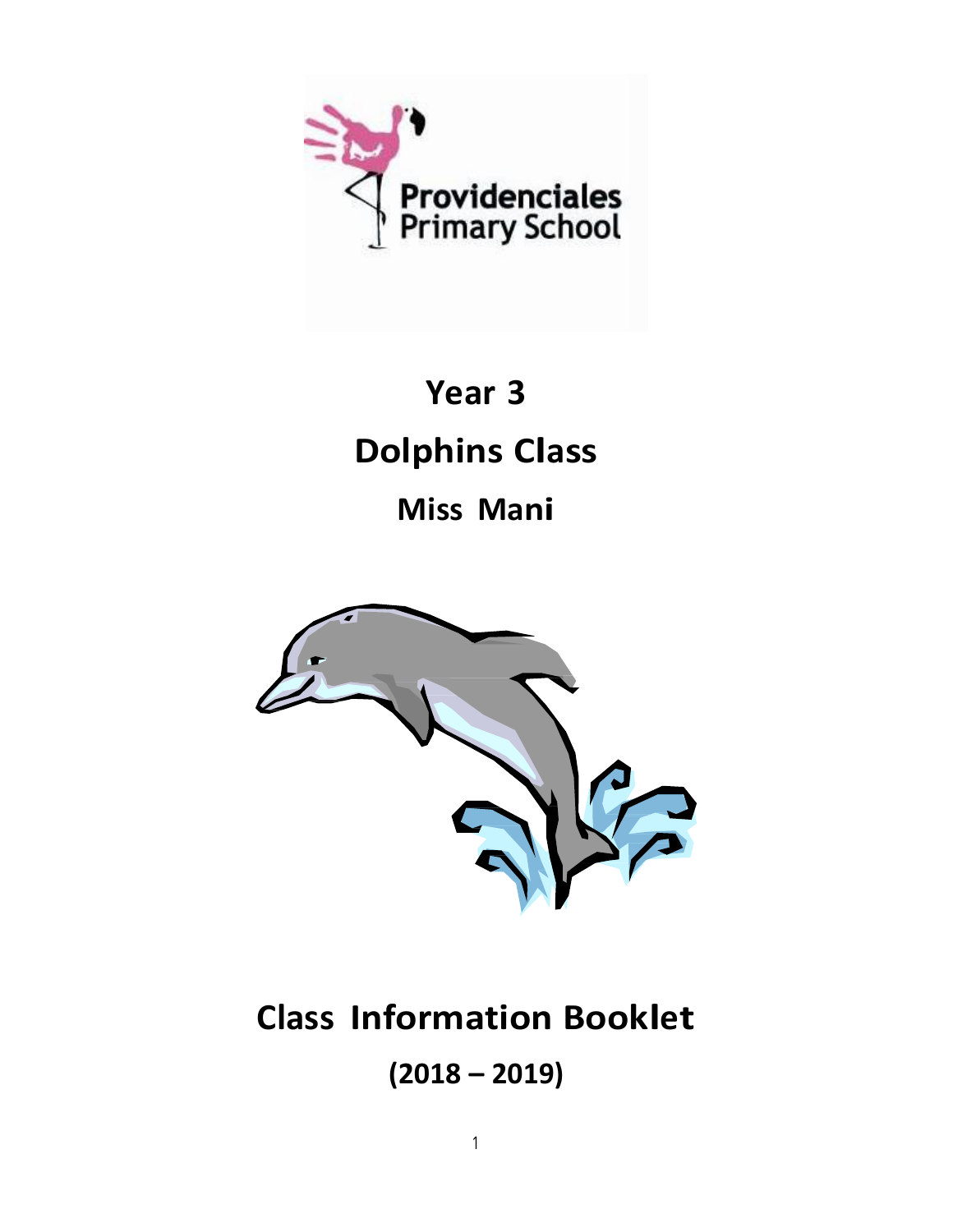Providenciales
Primary School

# Year 3

# Dolphins Class

## Miss Mani

# Class Information Booklet

## (2018 – 2019)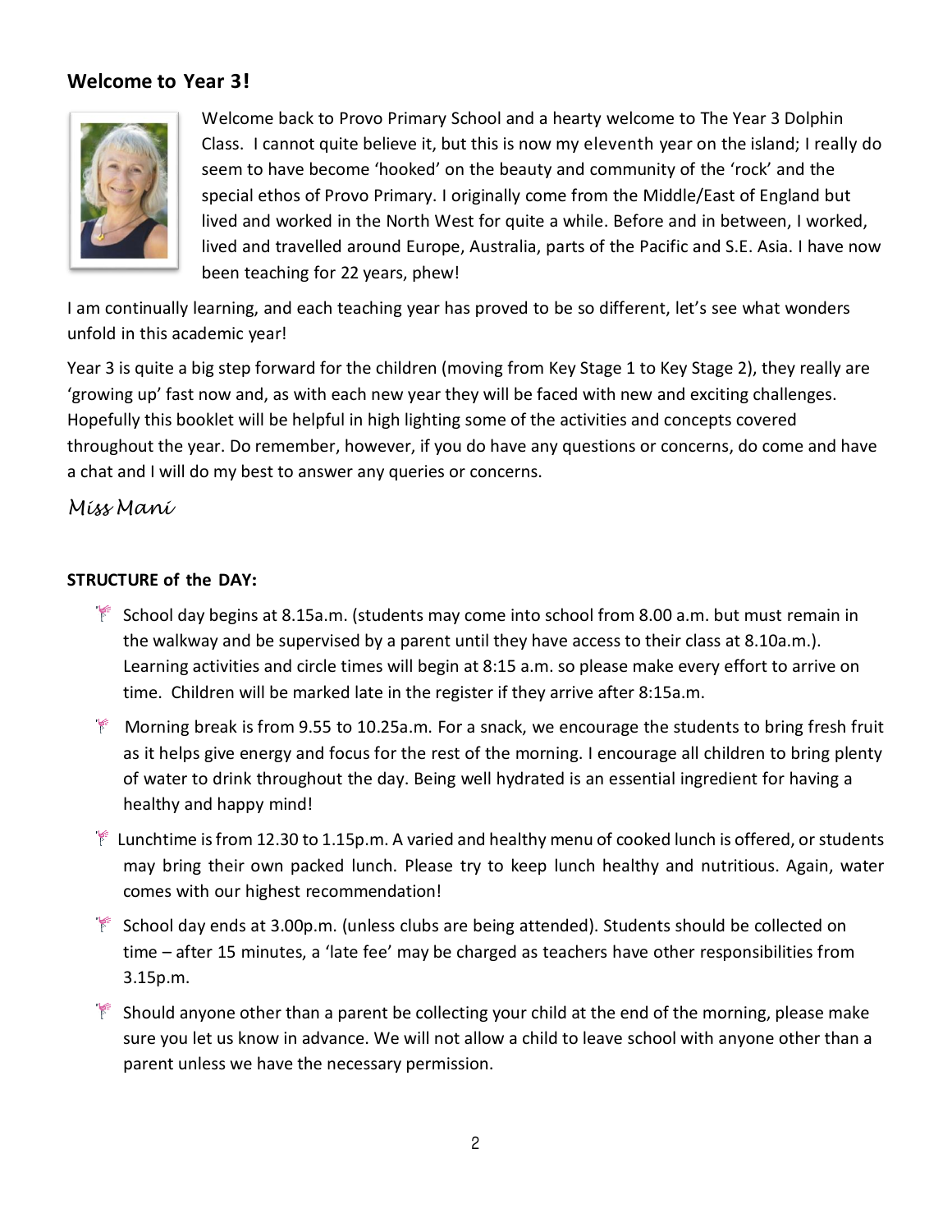## Welcome to Year 3!

Welcome back to Provo Primary School and a hearty welcome to The Year 3 Dolphin Class. I cannot quite believe it, but this is now my eleventh year on the island; I really do seem to have become 'hooked' on the beauty and community of the 'rock' and the special ethos of Provo Primary. I originally come from the Middle/East of England but lived and worked in the North West for quite a while. Before and in between, I worked, lived and travelled around Europe, Australia, parts of the Pacific and S.E. Asia. I have now been teaching for 22 years, phew!

I am continually learning, and each teaching year has proved to be so different, let's see what wonders unfold in this academic year!

Year 3 is quite a big step forward for the children (moving from Key Stage 1 to Key Stage 2), they really are 'growing up' fast now and, as with each new year they will be faced with new and exciting challenges. Hopefully this booklet will be helpful in high lighting some of the activities and concepts covered throughout the year. Do remember, however, if you do have any questions or concerns, do come and have a chat and I will do my best to answer any queries or concerns.

*Miss Mani*

**STRUCTURE of the DAY:**

- School day begins at 8.15a.m. (students may come into school from 8.00 a.m. but must remain in the walkway and be supervised by a parent until they have access to their class at 8.10a.m.). Learning activities and circle times will begin at 8:15 a.m. so please make every effort to arrive on time. Children will be marked late in the register if they arrive after 8:15a.m.
- Morning break is from 9.55 to 10.25a.m. For a snack, we encourage the students to bring fresh fruit as it helps give energy and focus for the rest of the morning. I encourage all children to bring plenty of water to drink throughout the day. Being well hydrated is an essential ingredient for having a healthy and happy mind!
- Lunchtime is from 12.30 to 1.15p.m. A varied and healthy menu of cooked lunch is offered, or students may bring their own packed lunch. Please try to keep lunch healthy and nutritious. Again, water comes with our highest recommendation!
- School day ends at 3.00p.m. (unless clubs are being attended). Students should be collected on time – after 15 minutes, a 'late fee' may be charged as teachers have other responsibilities from 3.15p.m.
- Should anyone other than a parent be collecting your child at the end of the morning, please make sure you let us know in advance. We will not allow a child to leave school with anyone other than a parent unless we have the necessary permission.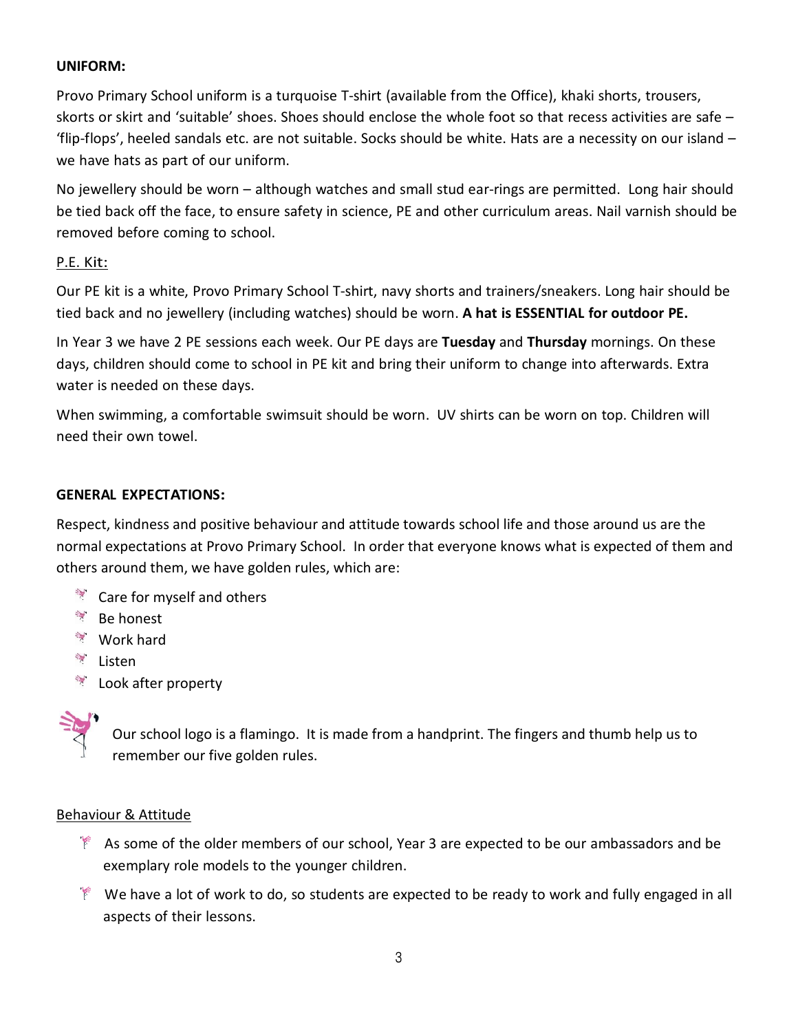**UNIFORM:**

Provo Primary School uniform is a turquoise T-shirt (available from the Office), khaki shorts, trousers, skorts or skirt and 'suitable' shoes. Shoes should enclose the whole foot so that recess activities are safe – 'flip-flops', heeled sandals etc. are not suitable. Socks should be white. Hats are a necessity on our island – we have hats as part of our uniform.

No jewellery should be worn – although watches and small stud ear-rings are permitted. Long hair should be tied back off the face, to ensure safety in science, PE and other curriculum areas. Nail varnish should be removed before coming to school.

P.E. Kit:

Our PE kit is a white, Provo Primary School T-shirt, navy shorts and trainers/sneakers. Long hair should be tied back and no jewellery (including watches) should be worn. **A hat is ESSENTIAL for outdoor PE.**

In Year 3 we have 2 PE sessions each week. Our PE days are **Tuesday** and **Thursday** mornings. On these days, children should come to school in PE kit and bring their uniform to change into afterwards. Extra water is needed on these days.

When swimming, a comfortable swimsuit should be worn. UV shirts can be worn on top. Children will need their own towel.

**GENERAL EXPECTATIONS:**

Respect, kindness and positive behaviour and attitude towards school life and those around us are the normal expectations at Provo Primary School. In order that everyone knows what is expected of them and others around them, we have golden rules, which are:

- Care for myself and others
- Be honest
- Work hard
- Listen
- Look after property

Our school logo is a flamingo. It is made from a handprint. The fingers and thumb help us to remember our five golden rules.

Behaviour & Attitude

- As some of the older members of our school, Year 3 are expected to be our ambassadors and be exemplary role models to the younger children.
- We have a lot of work to do, so students are expected to be ready to work and fully engaged in all aspects of their lessons.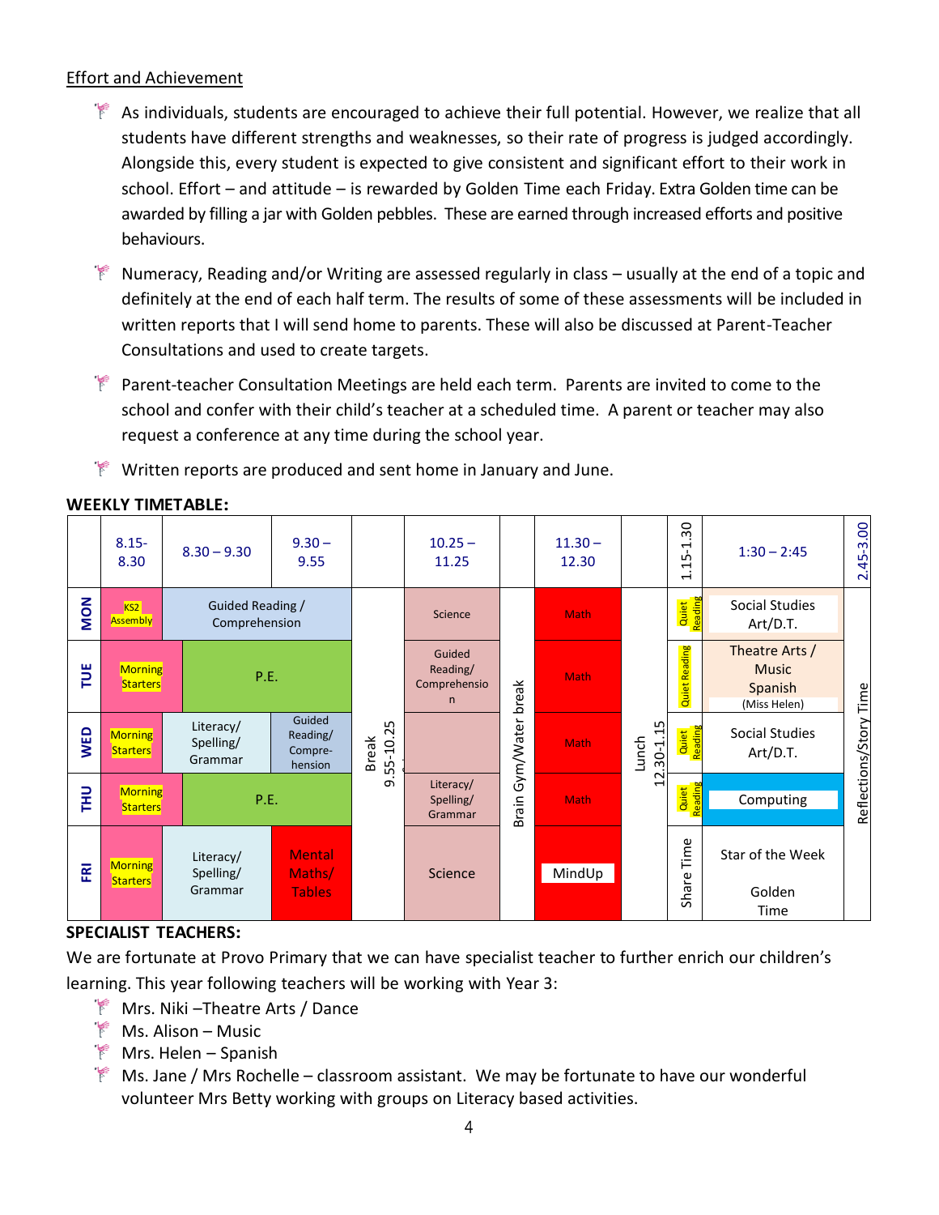Effort and Achievement

- As individuals, students are encouraged to achieve their full potential. However, we realize that all students have different strengths and weaknesses, so their rate of progress is judged accordingly. Alongside this, every student is expected to give consistent and significant effort to their work in school. Effort – and attitude – is rewarded by Golden Time each Friday. Extra Golden time can be awarded by filling a jar with Golden pebbles. These are earned through increased efforts and positive behaviours.
- Numeracy, Reading and/or Writing are assessed regularly in class – usually at the end of a topic and definitely at the end of each half term. The results of some of these assessments will be included in written reports that I will send home to parents. These will also be discussed at Parent-Teacher Consultations and used to create targets.
- Parent-teacher Consultation Meetings are held each term. Parents are invited to come to the school and confer with their child's teacher at a scheduled time. A parent or teacher may also request a conference at any time during the school year.
- Written reports are produced and sent home in January and June.

**WEEKLY TIMETABLE:**

| | 8.15-8.30 | 8.30 – 9.30 | 9.30 – 9.55 | | 10.25 – 11.25 | | 11.30 – 12.30 | | 1.15-1.30 | 1:30 – 2:45 | 2.45-3.00 |
|---|---|---|---|---|---|---|---|---|---|---|---|
| MON | KS2 Assembly | Guided Reading / Comprehension | | Break 9.55-10.25 | Science | Brain Gym/Water break | Math | Lunch 12.30-1.15 | Quiet Reading | Social Studies Art/D.T. | Reflections/Story Time |
| TUE | Morning Starters | P.E. | | | Guided Reading/ Comprehension | | Math | | Quiet Reading | Theatre Arts / Music Spanish (Miss Helen) | |
| WED | Morning Starters | Literacy/ Spelling/ Grammar | Guided Reading/ Compre-hension | | | | Math | | Quiet Reading | Social Studies Art/D.T. | |
| THU | Morning Starters | P.E. | | | Literacy/ Spelling/ Grammar | | Math | | Quiet Reading | Computing | |
| FRI | Morning Starters | Literacy/ Spelling/ Grammar | Mental Maths/ Tables | | Science | | MindUp | | Share Time | Star of the Week Golden Time | |

**SPECIALIST TEACHERS:**

We are fortunate at Provo Primary that we can have specialist teacher to further enrich our children's learning. This year following teachers will be working with Year 3:

- Mrs. Niki –Theatre Arts / Dance
- Ms. Alison – Music
- Mrs. Helen – Spanish
- Ms. Jane / Mrs Rochelle – classroom assistant. We may be fortunate to have our wonderful volunteer Mrs Betty working with groups on Literacy based activities.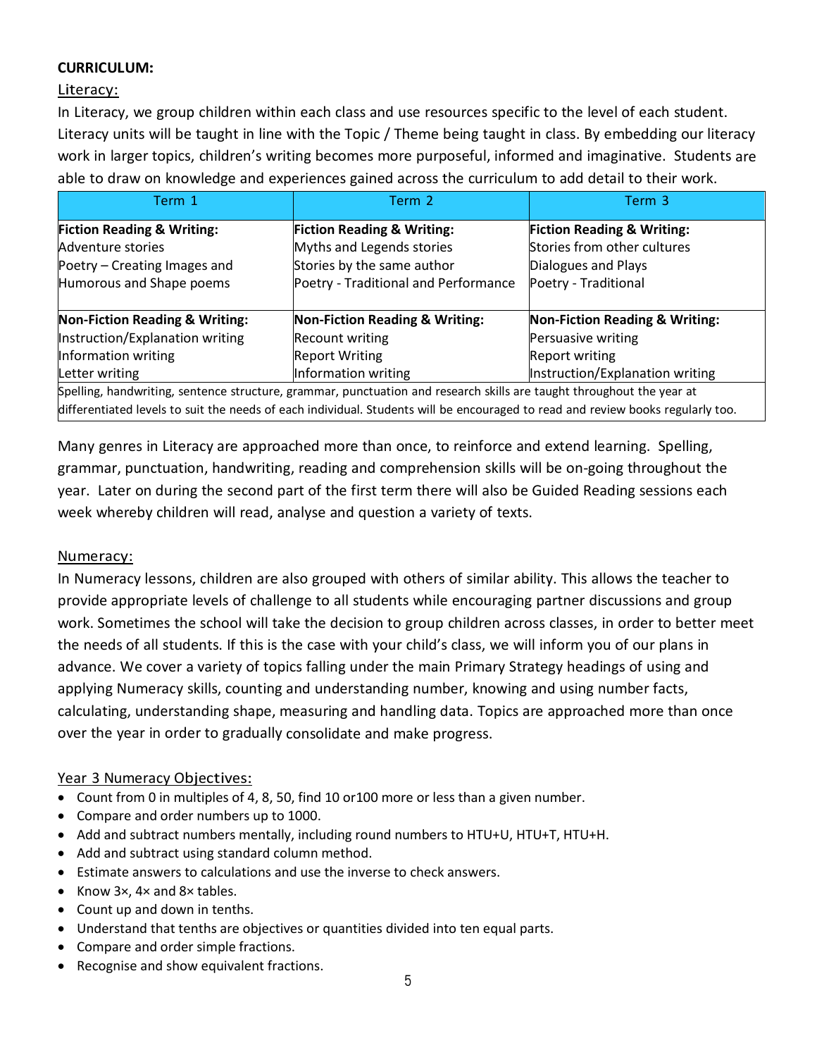**CURRICULUM:**

Literacy:

In Literacy, we group children within each class and use resources specific to the level of each student. Literacy units will be taught in line with the Topic / Theme being taught in class. By embedding our literacy work in larger topics, children's writing becomes more purposeful, informed and imaginative. Students are able to draw on knowledge and experiences gained across the curriculum to add detail to their work.

| Term 1 | Term 2 | Term 3 |
|---|---|---|
| **Fiction Reading & Writing:**<br>Adventure stories<br>Poetry – Creating Images and Humorous and Shape poems | **Fiction Reading & Writing:**<br>Myths and Legends stories<br>Stories by the same author<br>Poetry - Traditional and Performance | **Fiction Reading & Writing:**<br>Stories from other cultures<br>Dialogues and Plays<br>Poetry - Traditional |
| **Non-Fiction Reading & Writing:**<br>Instruction/Explanation writing<br>Information writing<br>Letter writing | **Non-Fiction Reading & Writing:**<br>Recount writing<br>Report Writing<br>Information writing | **Non-Fiction Reading & Writing:**<br>Persuasive writing<br>Report writing<br>Instruction/Explanation writing |
| Spelling, handwriting, sentence structure, grammar, punctuation and research skills are taught throughout the year at differentiated levels to suit the needs of each individual. Students will be encouraged to read and review books regularly too. | | |

Many genres in Literacy are approached more than once, to reinforce and extend learning. Spelling, grammar, punctuation, handwriting, reading and comprehension skills will be on-going throughout the year. Later on during the second part of the first term there will also be Guided Reading sessions each week whereby children will read, analyse and question a variety of texts.

Numeracy:

In Numeracy lessons, children are also grouped with others of similar ability. This allows the teacher to provide appropriate levels of challenge to all students while encouraging partner discussions and group work. Sometimes the school will take the decision to group children across classes, in order to better meet the needs of all students. If this is the case with your child's class, we will inform you of our plans in advance. We cover a variety of topics falling under the main Primary Strategy headings of using and applying Numeracy skills, counting and understanding number, knowing and using number facts, calculating, understanding shape, measuring and handling data. Topics are approached more than once over the year in order to gradually consolidate and make progress.

Year 3 Numeracy Objectives:

- Count from 0 in multiples of 4, 8, 50, find 10 or100 more or less than a given number.
- Compare and order numbers up to 1000.
- Add and subtract numbers mentally, including round numbers to HTU+U, HTU+T, HTU+H.
- Add and subtract using standard column method.
- Estimate answers to calculations and use the inverse to check answers.
- Know 3×, 4× and 8× tables.
- Count up and down in tenths.
- Understand that tenths are objectives or quantities divided into ten equal parts.
- Compare and order simple fractions.
- Recognise and show equivalent fractions.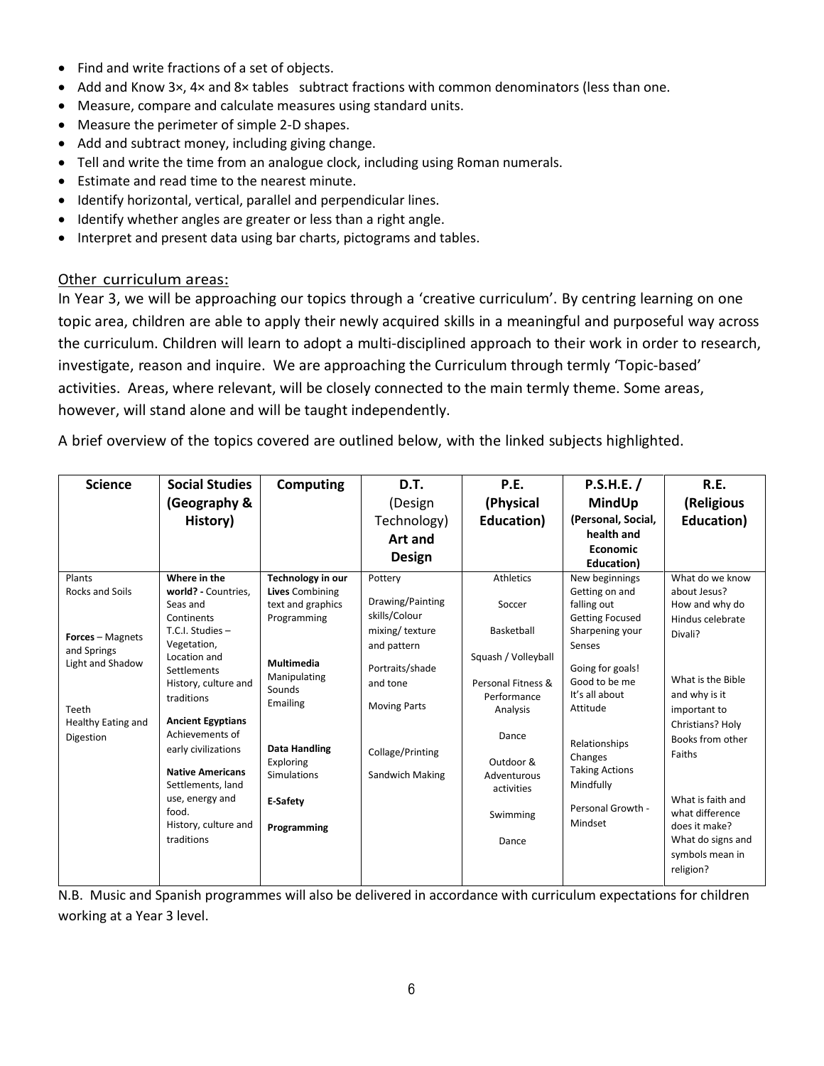- Find and write fractions of a set of objects.
- Add and Know 3×, 4× and 8× tables subtract fractions with common denominators (less than one.
- Measure, compare and calculate measures using standard units.
- Measure the perimeter of simple 2-D shapes.
- Add and subtract money, including giving change.
- Tell and write the time from an analogue clock, including using Roman numerals.
- Estimate and read time to the nearest minute.
- Identify horizontal, vertical, parallel and perpendicular lines.
- Identify whether angles are greater or less than a right angle.
- Interpret and present data using bar charts, pictograms and tables.

## Other curriculum areas:

In Year 3, we will be approaching our topics through a 'creative curriculum'. By centring learning on one topic area, children are able to apply their newly acquired skills in a meaningful and purposeful way across the curriculum. Children will learn to adopt a multi-disciplined approach to their work in order to research, investigate, reason and inquire. We are approaching the Curriculum through termly 'Topic-based' activities. Areas, where relevant, will be closely connected to the main termly theme. Some areas, however, will stand alone and will be taught independently.

A brief overview of the topics covered are outlined below, with the linked subjects highlighted.

| **Science** | **Social Studies (Geography & History)** | **Computing** | **D.T.** (Design Technology) **Art and Design** | **P.E. (Physical Education)** | **P.S.H.E. / MindUp (Personal, Social, health and Economic Education)** | **R.E. (Religious Education)** |
|---|---|---|---|---|---|---|
| Plants<br>Rocks and Soils<br><br>**Forces** – Magnets and Springs<br>Light and Shadow<br><br>Teeth<br>Healthy Eating and Digestion | **Where in the world? -** Countries, Seas and Continents<br>T.C.I. Studies – Vegetation, Location and Settlements<br>History, culture and traditions<br><br>**Ancient Egyptians**<br>Achievements of early civilizations<br><br>**Native Americans**<br>Settlements, land use, energy and food.<br>History, culture and traditions | **Technology in our Lives** Combining text and graphics<br>Programming<br><br>**Multimedia**<br>Manipulating Sounds<br>Emailing<br><br>**Data Handling**<br>Exploring Simulations<br><br>**E-Safety**<br><br>**Programming** | Pottery<br><br>Drawing/Painting skills/Colour mixing/ texture and pattern<br><br>Portraits/shade and tone<br><br>Moving Parts<br><br>Collage/Printing<br><br>Sandwich Making | Athletics<br><br>Soccer<br><br>Basketball<br><br>Squash / Volleyball<br><br>Personal Fitness & Performance Analysis<br><br>Dance<br><br>Outdoor & Adventurous activities<br><br>Swimming<br><br>Dance | New beginnings<br>Getting on and falling out<br>Getting Focused<br>Sharpening your Senses<br><br>Going for goals!<br>Good to be me<br>It's all about Attitude<br><br>Relationships<br>Changes<br>Taking Actions Mindfully<br><br>Personal Growth - Mindset | What do we know about Jesus?<br>How and why do Hindus celebrate Divali?<br><br>What is the Bible and why is it important to Christians? Holy Books from other Faiths<br><br>What is faith and what difference does it make?<br>What do signs and symbols mean in religion? |

N.B. Music and Spanish programmes will also be delivered in accordance with curriculum expectations for children working at a Year 3 level.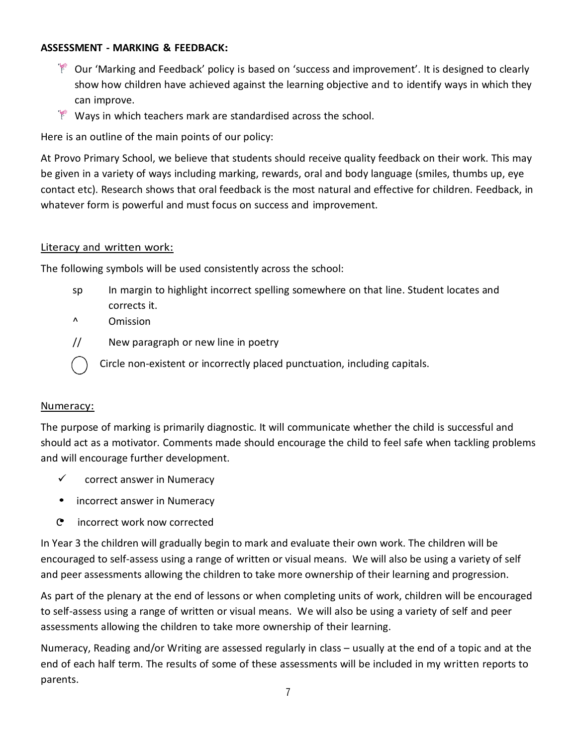**ASSESSMENT - MARKING & FEEDBACK:**

- Our 'Marking and Feedback' policy is based on 'success and improvement'. It is designed to clearly show how children have achieved against the learning objective and to identify ways in which they can improve.
- Ways in which teachers mark are standardised across the school.

Here is an outline of the main points of our policy:

At Provo Primary School, we believe that students should receive quality feedback on their work. This may be given in a variety of ways including marking, rewards, oral and body language (smiles, thumbs up, eye contact etc). Research shows that oral feedback is the most natural and effective for children. Feedback, in whatever form is powerful and must focus on success and improvement.

Literacy and written work:

The following symbols will be used consistently across the school:

- sp — In margin to highlight incorrect spelling somewhere on that line. Student locates and corrects it.
- ^ — Omission
- // — New paragraph or new line in poetry
- ◯ — Circle non-existent or incorrectly placed punctuation, including capitals.

Numeracy:

The purpose of marking is primarily diagnostic. It will communicate whether the child is successful and should act as a motivator. Comments made should encourage the child to feel safe when tackling problems and will encourage further development.

- ✓ correct answer in Numeracy
- • incorrect answer in Numeracy
- ◔ incorrect work now corrected

In Year 3 the children will gradually begin to mark and evaluate their own work. The children will be encouraged to self-assess using a range of written or visual means. We will also be using a variety of self and peer assessments allowing the children to take more ownership of their learning and progression.

As part of the plenary at the end of lessons or when completing units of work, children will be encouraged to self-assess using a range of written or visual means. We will also be using a variety of self and peer assessments allowing the children to take more ownership of their learning.

Numeracy, Reading and/or Writing are assessed regularly in class – usually at the end of a topic and at the end of each half term. The results of some of these assessments will be included in my written reports to parents.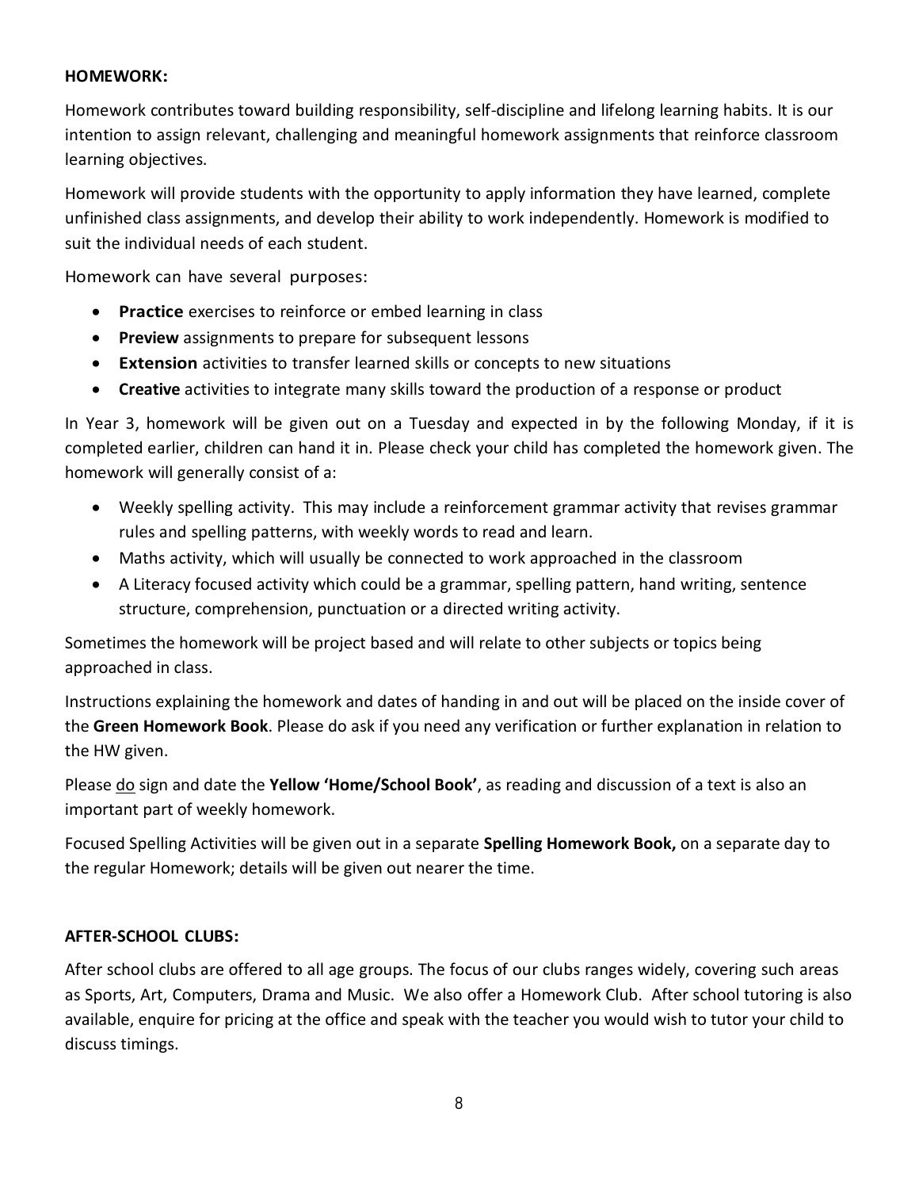**HOMEWORK:**

Homework contributes toward building responsibility, self-discipline and lifelong learning habits. It is our intention to assign relevant, challenging and meaningful homework assignments that reinforce classroom learning objectives.

Homework will provide students with the opportunity to apply information they have learned, complete unfinished class assignments, and develop their ability to work independently. Homework is modified to suit the individual needs of each student.

Homework can have several purposes:

- **Practice** exercises to reinforce or embed learning in class
- **Preview** assignments to prepare for subsequent lessons
- **Extension** activities to transfer learned skills or concepts to new situations
- **Creative** activities to integrate many skills toward the production of a response or product

In Year 3, homework will be given out on a Tuesday and expected in by the following Monday, if it is completed earlier, children can hand it in. Please check your child has completed the homework given. The homework will generally consist of a:

- Weekly spelling activity. This may include a reinforcement grammar activity that revises grammar rules and spelling patterns, with weekly words to read and learn.
- Maths activity, which will usually be connected to work approached in the classroom
- A Literacy focused activity which could be a grammar, spelling pattern, hand writing, sentence structure, comprehension, punctuation or a directed writing activity.

Sometimes the homework will be project based and will relate to other subjects or topics being approached in class.

Instructions explaining the homework and dates of handing in and out will be placed on the inside cover of the **Green Homework Book**. Please do ask if you need any verification or further explanation in relation to the HW given.

Please do sign and date the **Yellow 'Home/School Book'**, as reading and discussion of a text is also an important part of weekly homework.

Focused Spelling Activities will be given out in a separate **Spelling Homework Book,** on a separate day to the regular Homework; details will be given out nearer the time.

**AFTER-SCHOOL CLUBS:**

After school clubs are offered to all age groups. The focus of our clubs ranges widely, covering such areas as Sports, Art, Computers, Drama and Music. We also offer a Homework Club. After school tutoring is also available, enquire for pricing at the office and speak with the teacher you would wish to tutor your child to discuss timings.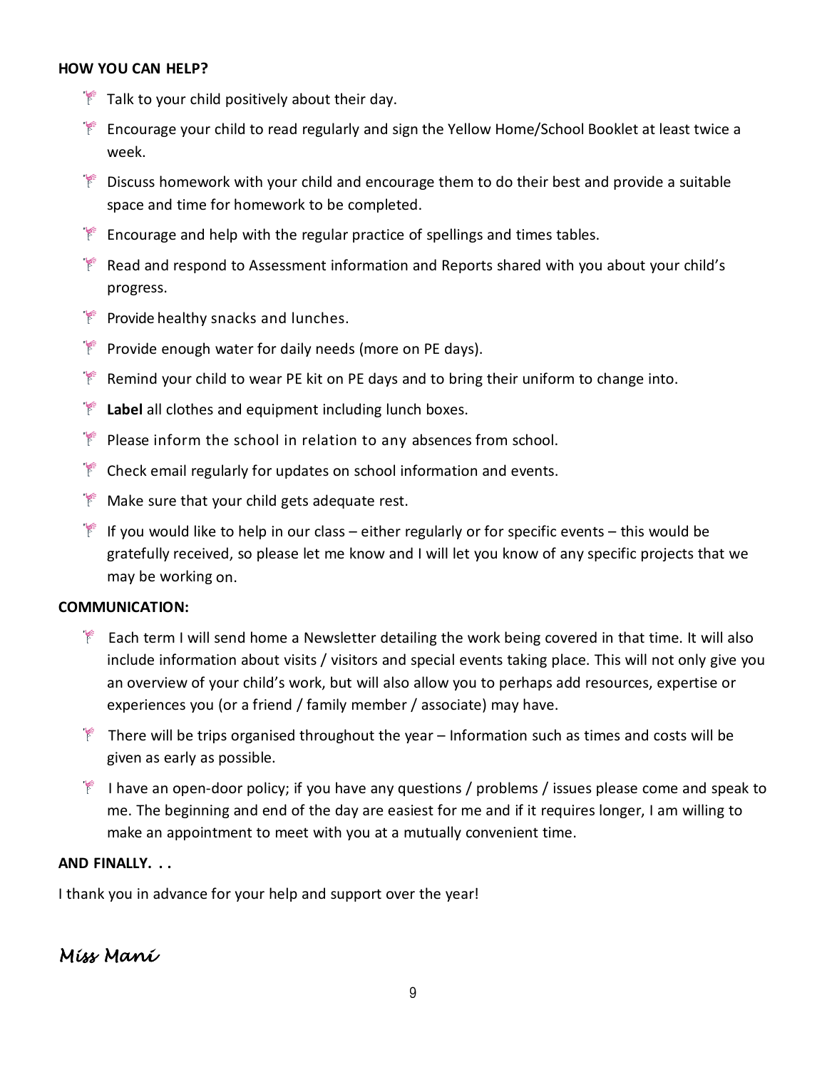**HOW YOU CAN HELP?**

- Talk to your child positively about their day.
- Encourage your child to read regularly and sign the Yellow Home/School Booklet at least twice a week.
- Discuss homework with your child and encourage them to do their best and provide a suitable space and time for homework to be completed.
- Encourage and help with the regular practice of spellings and times tables.
- Read and respond to Assessment information and Reports shared with you about your child's progress.
- Provide healthy snacks and lunches.
- Provide enough water for daily needs (more on PE days).
- Remind your child to wear PE kit on PE days and to bring their uniform to change into.
- **Label** all clothes and equipment including lunch boxes.
- Please inform the school in relation to any absences from school.
- Check email regularly for updates on school information and events.
- Make sure that your child gets adequate rest.
- If you would like to help in our class – either regularly or for specific events – this would be gratefully received, so please let me know and I will let you know of any specific projects that we may be working on.

**COMMUNICATION:**

- Each term I will send home a Newsletter detailing the work being covered in that time. It will also include information about visits / visitors and special events taking place. This will not only give you an overview of your child's work, but will also allow you to perhaps add resources, expertise or experiences you (or a friend / family member / associate) may have.
- There will be trips organised throughout the year – Information such as times and costs will be given as early as possible.
- I have an open-door policy; if you have any questions / problems / issues please come and speak to me. The beginning and end of the day are easiest for me and if it requires longer, I am willing to make an appointment to meet with you at a mutually convenient time.

**AND FINALLY. . .**

I thank you in advance for your help and support over the year!

*Miss Mani*